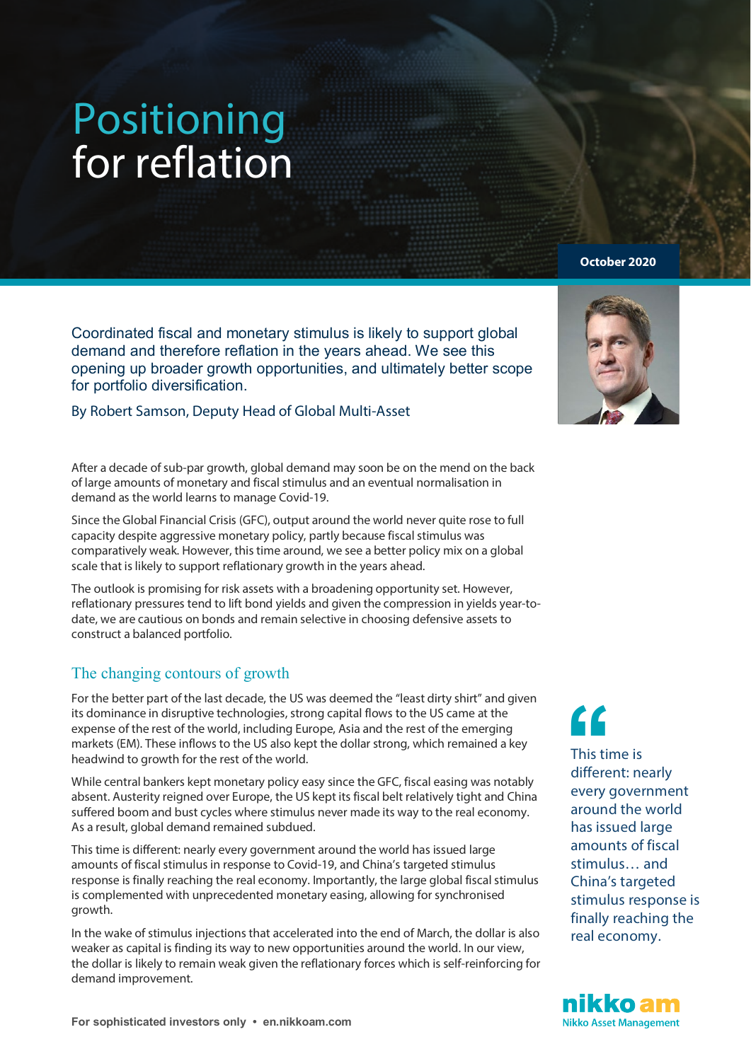# Positioning for reflation

October 2020

Coordinated fiscal and monetary stimulus is likely to support global demand and therefore reflation in the years ahead. We see this opening up broader growth opportunities, and ultimately better scope for portfolio diversification.

By Robert Samson, Deputy Head of Global Multi-Asset

After a decade of sub-par growth, global demand may soon be on the mend on the back of large amounts of monetary and fiscal stimulus and an eventual normalisation in demand as the world learns to manage Covid-19.

Since the Global Financial Crisis (GFC), output around the world never quite rose to full capacity despite aggressive monetary policy, partly because fiscal stimulus was comparatively weak. However, this time around, we see a better policy mix on a global scale that is likely to support reflationary growth in the years ahead.

The outlook is promising for risk assets with a broadening opportunity set. However, reflationary pressures tend to lift bond yields and given the compression in yields year-to-date, we are cautious on bonds and remain selective in choosing defensive assets to construct a balanced portfolio.

## The changing contours of growth

For the better part of the last decade, the US was deemed the "least dirty shirt" and given its dominance in disruptive technologies, strong capital flows to the US came at the expense of the rest of the world, including Europe, Asia and the rest of the emerging markets (EM). These inflows to the US also kept the dollar strong, which remained a key headwind to growth for the rest of the world.

While central bankers kept monetary policy easy since the GFC, fiscal easing was notably absent. Austerity reigned over Europe, the US kept its fiscal belt relatively tight and China suffered boom and bust cycles where stimulus never made its way to the real economy. As a result, global demand remained subdued.

This time is different: nearly every government around the world has issued large amounts of fiscal stimulus in response to Covid-19, and China's targeted stimulus response is finally reaching the real economy. Importantly, the large global fiscal stimulus is complemented with unprecedented monetary easing, allowing for synchronised growth.

> "This time is different: nearly every government around the world has issued large amounts of fiscal stimulus… and China's targeted stimulus response is finally reaching the real economy.

In the wake of stimulus injections that accelerated into the end of March, the dollar is also weaker as capital is finding its way to new opportunities around the world. In our view, the dollar is likely to remain weak given the reflationary forces which is self-reinforcing for demand improvement.

For sophisticated investors only • en.nikkoam.com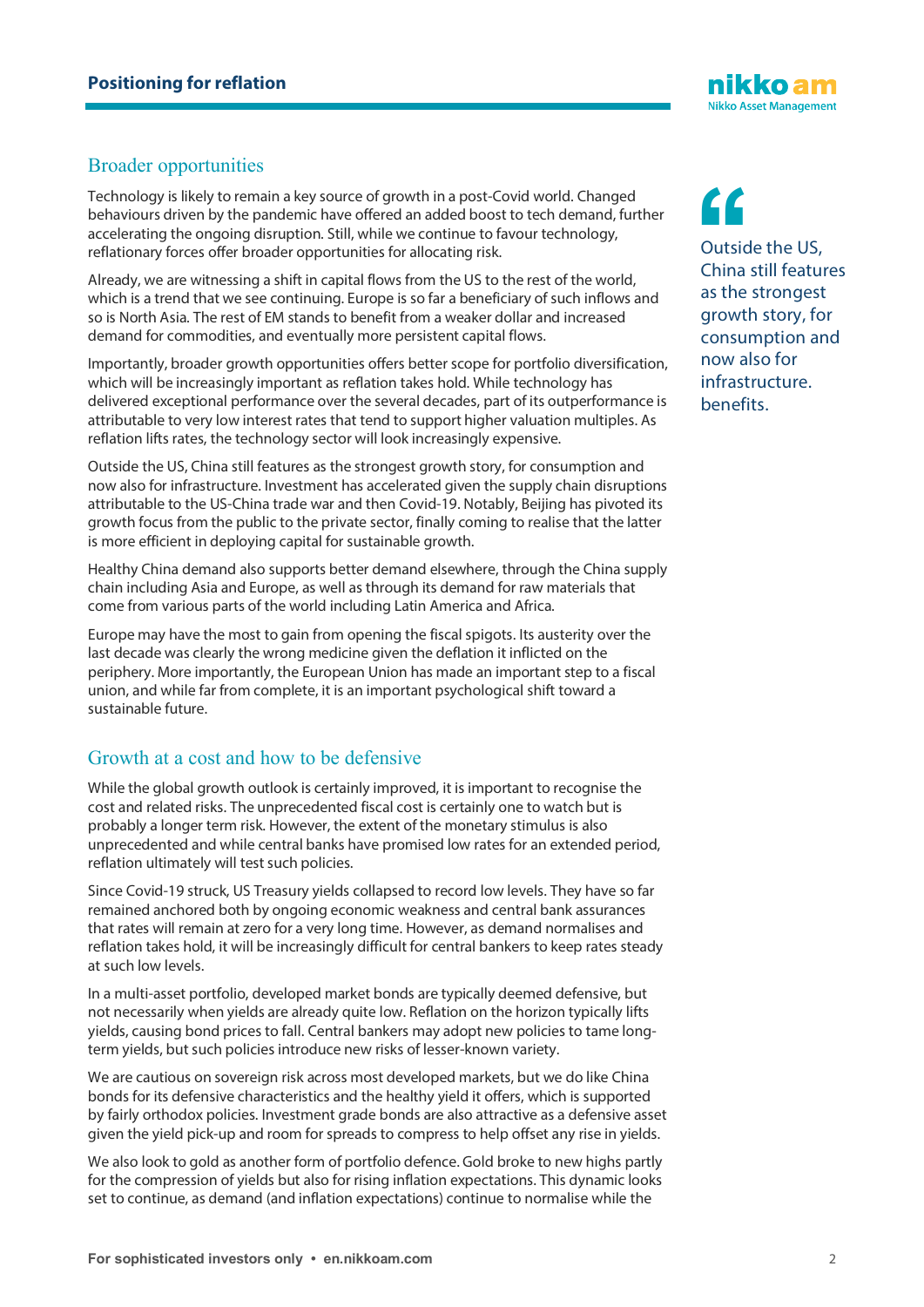## Broader opportunities

Technology is likely to remain a key source of growth in a post-Covid world. Changed behaviours driven by the pandemic have offered an added boost to tech demand, further accelerating the ongoing disruption. Still, while we continue to favour technology, reflationary forces offer broader opportunities for allocating risk.

Already, we are witnessing a shift in capital flows from the US to the rest of the world, which is a trend that we see continuing. Europe is so far a beneficiary of such inflows and so is North Asia. The rest of EM stands to benefit from a weaker dollar and increased demand for commodities, and eventually more persistent capital flows.

Importantly, broader growth opportunities offers better scope for portfolio diversification, which will be increasingly important as reflation takes hold. While technology has delivered exceptional performance over the several decades, part of its outperformance is attributable to very low interest rates that tend to support higher valuation multiples. As reflation lifts rates, the technology sector will look increasingly expensive.

Outside the US, China still features as the strongest growth story, for consumption and now also for infrastructure. Investment has accelerated given the supply chain disruptions attributable to the US-China trade war and then Covid-19. Notably, Beijing has pivoted its growth focus from the public to the private sector, finally coming to realise that the latter is more efficient in deploying capital for sustainable growth.

> "Outside the US, China still features as the strongest growth story, for consumption and now also for infrastructure. benefits.

Healthy China demand also supports better demand elsewhere, through the China supply chain including Asia and Europe, as well as through its demand for raw materials that come from various parts of the world including Latin America and Africa.

Europe may have the most to gain from opening the fiscal spigots. Its austerity over the last decade was clearly the wrong medicine given the deflation it inflicted on the periphery. More importantly, the European Union has made an important step to a fiscal union, and while far from complete, it is an important psychological shift toward a sustainable future.

## Growth at a cost and how to be defensive

While the global growth outlook is certainly improved, it is important to recognise the cost and related risks. The unprecedented fiscal cost is certainly one to watch but is probably a longer term risk. However, the extent of the monetary stimulus is also unprecedented and while central banks have promised low rates for an extended period, reflation ultimately will test such policies.

Since Covid-19 struck, US Treasury yields collapsed to record low levels. They have so far remained anchored both by ongoing economic weakness and central bank assurances that rates will remain at zero for a very long time. However, as demand normalises and reflation takes hold, it will be increasingly difficult for central bankers to keep rates steady at such low levels.

In a multi-asset portfolio, developed market bonds are typically deemed defensive, but not necessarily when yields are already quite low. Reflation on the horizon typically lifts yields, causing bond prices to fall. Central bankers may adopt new policies to tame long-term yields, but such policies introduce new risks of lesser-known variety.

We are cautious on sovereign risk across most developed markets, but we do like China bonds for its defensive characteristics and the healthy yield it offers, which is supported by fairly orthodox policies. Investment grade bonds are also attractive as a defensive asset given the yield pick-up and room for spreads to compress to help offset any rise in yields.

We also look to gold as another form of portfolio defence. Gold broke to new highs partly for the compression of yields but also for rising inflation expectations. This dynamic looks set to continue, as demand (and inflation expectations) continue to normalise while the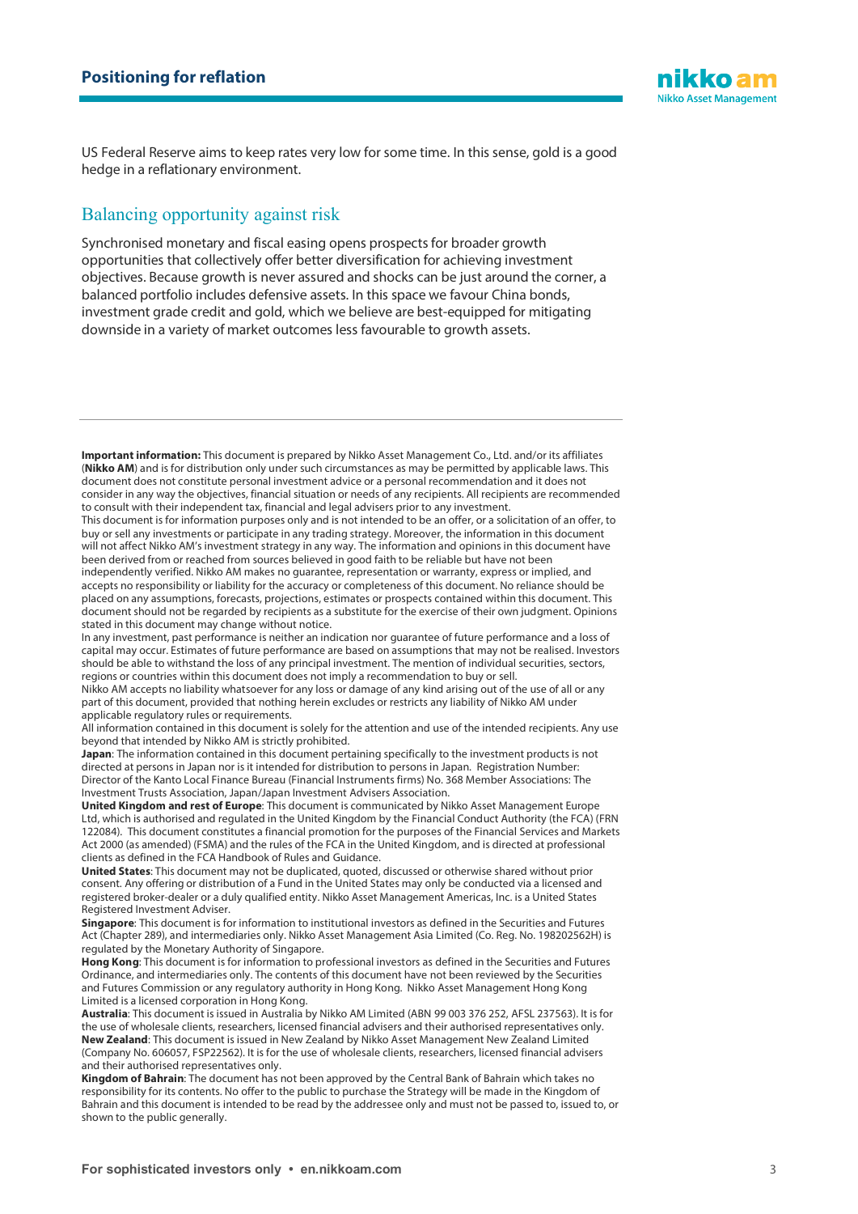US Federal Reserve aims to keep rates very low for some time. In this sense, gold is a good hedge in a reflationary environment.

## Balancing opportunity against risk

Synchronised monetary and fiscal easing opens prospects for broader growth opportunities that collectively offer better diversification for achieving investment objectives. Because growth is never assured and shocks can be just around the corner, a balanced portfolio includes defensive assets. In this space we favour China bonds, investment grade credit and gold, which we believe are best-equipped for mitigating downside in a variety of market outcomes less favourable to growth assets.

---

**Important information:** This document is prepared by Nikko Asset Management Co., Ltd. and/or its affiliates (**Nikko AM**) and is for distribution only under such circumstances as may be permitted by applicable laws. This document does not constitute personal investment advice or a personal recommendation and it does not consider in any way the objectives, financial situation or needs of any recipients. All recipients are recommended to consult with their independent tax, financial and legal advisers prior to any investment.

This document is for information purposes only and is not intended to be an offer, or a solicitation of an offer, to buy or sell any investments or participate in any trading strategy. Moreover, the information in this document will not affect Nikko AM's investment strategy in any way. The information and opinions in this document have been derived from or reached from sources believed in good faith to be reliable but have not been independently verified. Nikko AM makes no guarantee, representation or warranty, express or implied, and accepts no responsibility or liability for the accuracy or completeness of this document. No reliance should be placed on any assumptions, forecasts, projections, estimates or prospects contained within this document. This document should not be regarded by recipients as a substitute for the exercise of their own judgment. Opinions stated in this document may change without notice.

In any investment, past performance is neither an indication nor guarantee of future performance and a loss of capital may occur. Estimates of future performance are based on assumptions that may not be realised. Investors should be able to withstand the loss of any principal investment. The mention of individual securities, sectors, regions or countries within this document does not imply a recommendation to buy or sell.

Nikko AM accepts no liability whatsoever for any loss or damage of any kind arising out of the use of all or any part of this document, provided that nothing herein excludes or restricts any liability of Nikko AM under applicable regulatory rules or requirements.

All information contained in this document is solely for the attention and use of the intended recipients. Any use beyond that intended by Nikko AM is strictly prohibited.

**Japan**: The information contained in this document pertaining specifically to the investment products is not directed at persons in Japan nor is it intended for distribution to persons in Japan. Registration Number: Director of the Kanto Local Finance Bureau (Financial Instruments firms) No. 368 Member Associations: The Investment Trusts Association, Japan/Japan Investment Advisers Association.

**United Kingdom and rest of Europe**: This document is communicated by Nikko Asset Management Europe Ltd, which is authorised and regulated in the United Kingdom by the Financial Conduct Authority (the FCA) (FRN 122084). This document constitutes a financial promotion for the purposes of the Financial Services and Markets Act 2000 (as amended) (FSMA) and the rules of the FCA in the United Kingdom, and is directed at professional clients as defined in the FCA Handbook of Rules and Guidance.

**United States**: This document may not be duplicated, quoted, discussed or otherwise shared without prior consent. Any offering or distribution of a Fund in the United States may only be conducted via a licensed and registered broker-dealer or a duly qualified entity. Nikko Asset Management Americas, Inc. is a United States Registered Investment Adviser.

**Singapore**: This document is for information to institutional investors as defined in the Securities and Futures Act (Chapter 289), and intermediaries only. Nikko Asset Management Asia Limited (Co. Reg. No. 198202562H) is regulated by the Monetary Authority of Singapore.

**Hong Kong**: This document is for information to professional investors as defined in the Securities and Futures Ordinance, and intermediaries only. The contents of this document have not been reviewed by the Securities and Futures Commission or any regulatory authority in Hong Kong. Nikko Asset Management Hong Kong Limited is a licensed corporation in Hong Kong.

**Australia**: This document is issued in Australia by Nikko AM Limited (ABN 99 003 376 252, AFSL 237563). It is for the use of wholesale clients, researchers, licensed financial advisers and their authorised representatives only.

**New Zealand**: This document is issued in New Zealand by Nikko Asset Management New Zealand Limited (Company No. 606057, FSP22562). It is for the use of wholesale clients, researchers, licensed financial advisers and their authorised representatives only.

**Kingdom of Bahrain**: The document has not been approved by the Central Bank of Bahrain which takes no responsibility for its contents. No offer to the public to purchase the Strategy will be made in the Kingdom of Bahrain and this document is intended to be read by the addressee only and must not be passed to, issued to, or shown to the public generally.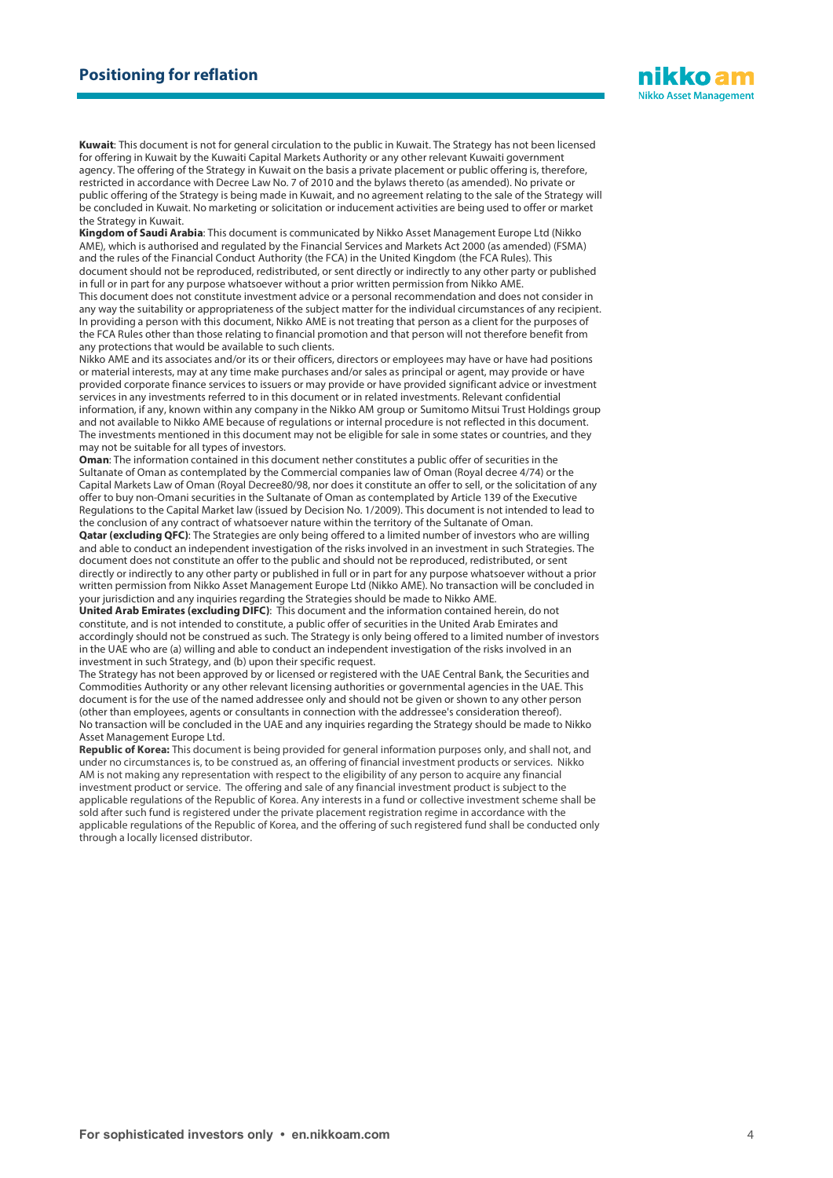**Kuwait**: This document is not for general circulation to the public in Kuwait. The Strategy has not been licensed for offering in Kuwait by the Kuwaiti Capital Markets Authority or any other relevant Kuwaiti government agency. The offering of the Strategy in Kuwait on the basis a private placement or public offering is, therefore, restricted in accordance with Decree Law No. 7 of 2010 and the bylaws thereto (as amended). No private or public offering of the Strategy is being made in Kuwait, and no agreement relating to the sale of the Strategy will be concluded in Kuwait. No marketing or solicitation or inducement activities are being used to offer or market the Strategy in Kuwait.

**Kingdom of Saudi Arabia**: This document is communicated by Nikko Asset Management Europe Ltd (Nikko AME), which is authorised and regulated by the Financial Services and Markets Act 2000 (as amended) (FSMA) and the rules of the Financial Conduct Authority (the FCA) in the United Kingdom (the FCA Rules). This document should not be reproduced, redistributed, or sent directly or indirectly to any other party or published in full or in part for any purpose whatsoever without a prior written permission from Nikko AME.

This document does not constitute investment advice or a personal recommendation and does not consider in any way the suitability or appropriateness of the subject matter for the individual circumstances of any recipient. In providing a person with this document, Nikko AME is not treating that person as a client for the purposes of the FCA Rules other than those relating to financial promotion and that person will not therefore benefit from any protections that would be available to such clients.

Nikko AME and its associates and/or its or their officers, directors or employees may have or have had positions or material interests, may at any time make purchases and/or sales as principal or agent, may provide or have provided corporate finance services to issuers or may provide or have provided significant advice or investment services in any investments referred to in this document or in related investments. Relevant confidential information, if any, known within any company in the Nikko AM group or Sumitomo Mitsui Trust Holdings group and not available to Nikko AME because of regulations or internal procedure is not reflected in this document. The investments mentioned in this document may not be eligible for sale in some states or countries, and they may not be suitable for all types of investors.

**Oman**: The information contained in this document nether constitutes a public offer of securities in the Sultanate of Oman as contemplated by the Commercial companies law of Oman (Royal decree 4/74) or the Capital Markets Law of Oman (Royal Decree80/98, nor does it constitute an offer to sell, or the solicitation of any offer to buy non-Omani securities in the Sultanate of Oman as contemplated by Article 139 of the Executive Regulations to the Capital Market law (issued by Decision No. 1/2009). This document is not intended to lead to the conclusion of any contract of whatsoever nature within the territory of the Sultanate of Oman.

**Qatar (excluding QFC)**: The Strategies are only being offered to a limited number of investors who are willing and able to conduct an independent investigation of the risks involved in an investment in such Strategies. The document does not constitute an offer to the public and should not be reproduced, redistributed, or sent directly or indirectly to any other party or published in full or in part for any purpose whatsoever without a prior written permission from Nikko Asset Management Europe Ltd (Nikko AME). No transaction will be concluded in your jurisdiction and any inquiries regarding the Strategies should be made to Nikko AME.

**United Arab Emirates (excluding DIFC)**: This document and the information contained herein, do not constitute, and is not intended to constitute, a public offer of securities in the United Arab Emirates and accordingly should not be construed as such. The Strategy is only being offered to a limited number of investors in the UAE who are (a) willing and able to conduct an independent investigation of the risks involved in an investment in such Strategy, and (b) upon their specific request.

The Strategy has not been approved by or licensed or registered with the UAE Central Bank, the Securities and Commodities Authority or any other relevant licensing authorities or governmental agencies in the UAE. This document is for the use of the named addressee only and should not be given or shown to any other person (other than employees, agents or consultants in connection with the addressee's consideration thereof). No transaction will be concluded in the UAE and any inquiries regarding the Strategy should be made to Nikko Asset Management Europe Ltd.

**Republic of Korea:** This document is being provided for general information purposes only, and shall not, and under no circumstances is, to be construed as, an offering of financial investment products or services. Nikko AM is not making any representation with respect to the eligibility of any person to acquire any financial investment product or service. The offering and sale of any financial investment product is subject to the applicable regulations of the Republic of Korea. Any interests in a fund or collective investment scheme shall be sold after such fund is registered under the private placement registration regime in accordance with the applicable regulations of the Republic of Korea, and the offering of such registered fund shall be conducted only through a locally licensed distributor.